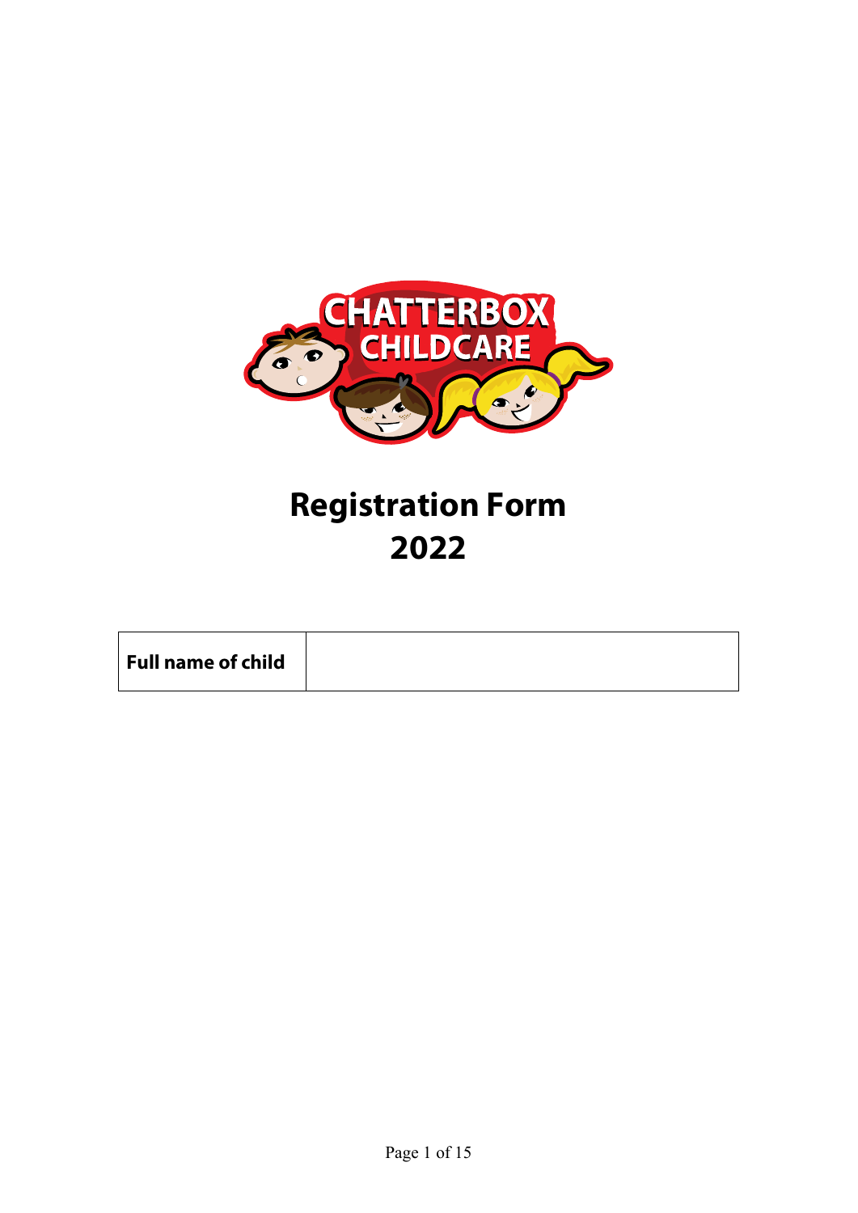# Registration Form 2022

| **Full name of child** | |
|---|---|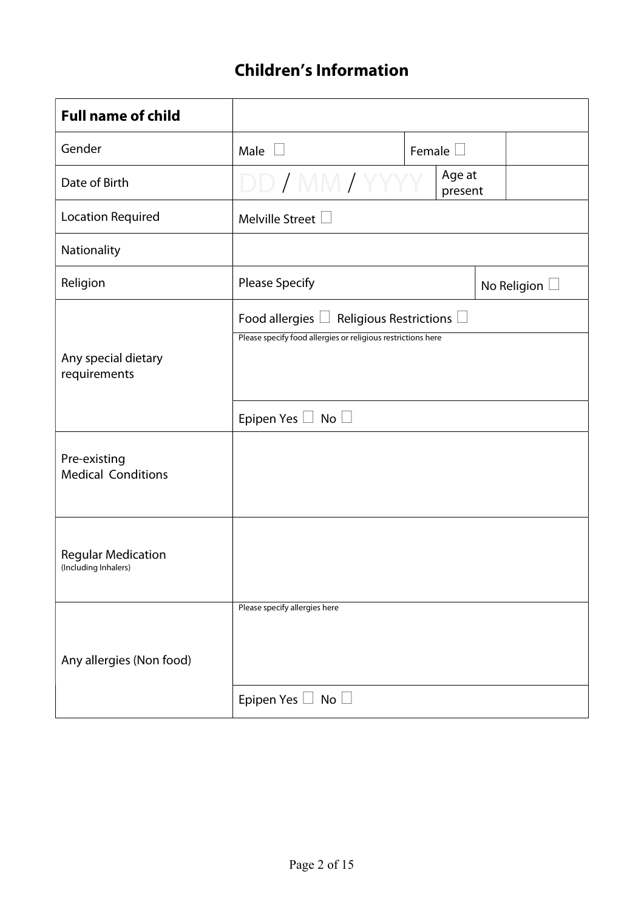## Children's Information

| **Full name of child** | | | | |
|---|---|---|---|---|
| Gender | Male ☐ | Female ☐ | | |
| Date of Birth | DD / MM / YYYY | | Age at present | |
| Location Required | Melville Street ☐ | | | |
| Nationality | | | | |
| Religion | Please Specify | | | No Religion ☐ |
| Any special dietary requirements | Food allergies ☐ Religious Restrictions ☐ | | | |
| | Please specify food allergies or religious restrictions here | | | |
| | Epipen Yes ☐ No ☐ | | | |
| Pre-existing Medical Conditions | | | | |
| Regular Medication (Including Inhalers) | | | | |
| Any allergies (Non food) | Please specify allergies here | | | |
| | Epipen Yes ☐ No ☐ | | | |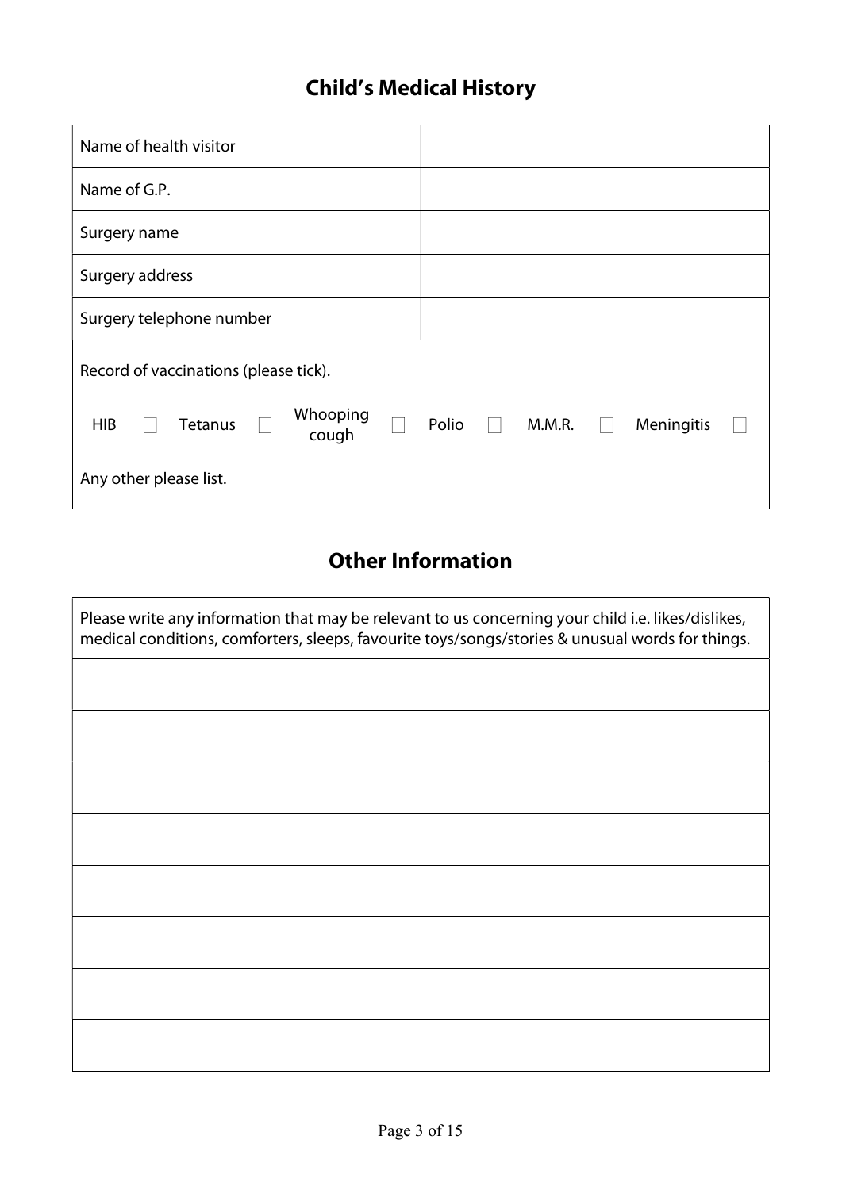## Child's Medical History

| | |
|---|---|
| Name of health visitor | |
| Name of G.P. | |
| Surgery name | |
| Surgery address | |
| Surgery telephone number | |

Record of vaccinations (please tick).

HIB ☐ Tetanus ☐ Whooping cough ☐ Polio ☐ M.M.R. ☐ Meningitis ☐

Any other please list.

## Other Information

| Please write any information that may be relevant to us concerning your child i.e. likes/dislikes, medical conditions, comforters, sleeps, favourite toys/songs/stories & unusual words for things. |
|---|
| |
| |
| |
| |
| |
| |
| |
| |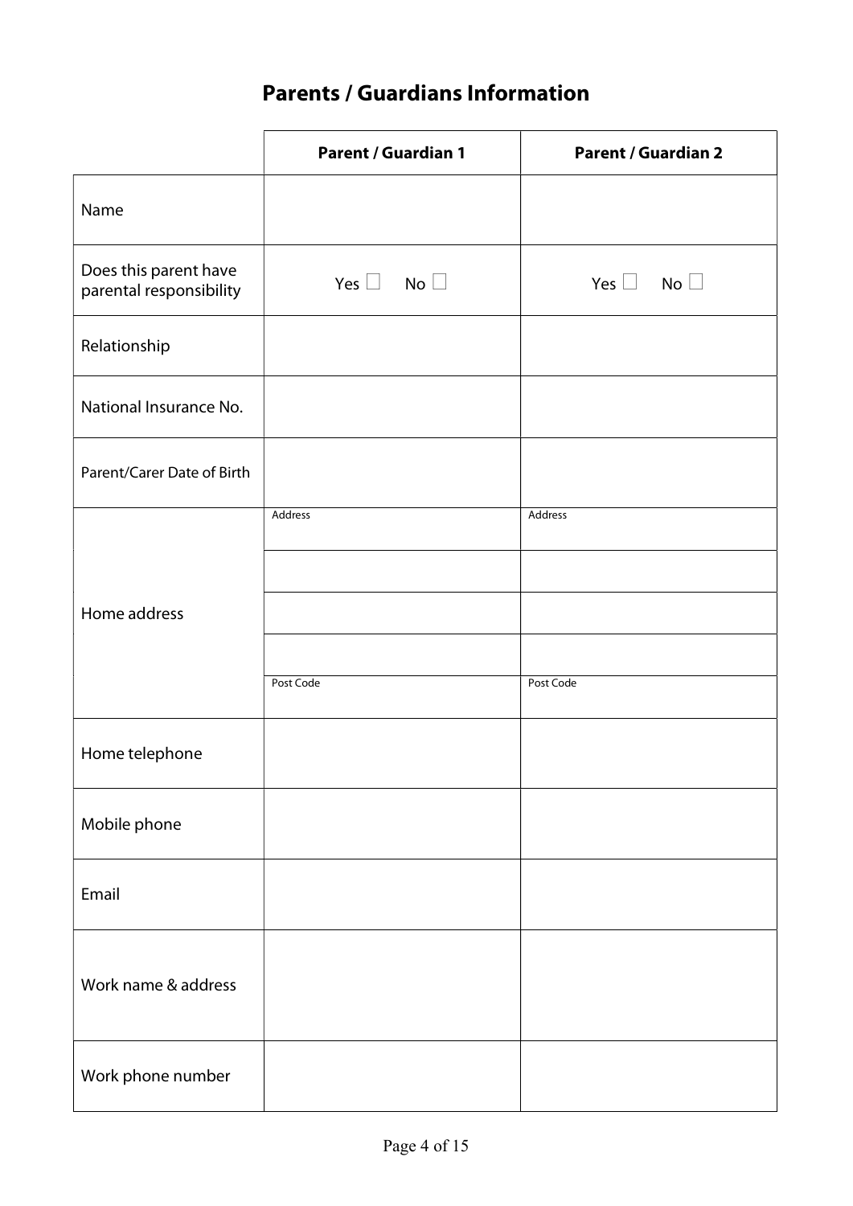# Parents / Guardians Information

| | **Parent / Guardian 1** | **Parent / Guardian 2** |
|---|---|---|
| Name | | |
| Does this parent have parental responsibility | Yes ☐ No ☐ | Yes ☐ No ☐ |
| Relationship | | |
| National Insurance No. | | |
| Parent/Carer Date of Birth | | |
| Home address | Address | Address |
| | | |
| | | |
| | | |
| | Post Code | Post Code |
| Home telephone | | |
| Mobile phone | | |
| Email | | |
| Work name & address | | |
| Work phone number | | |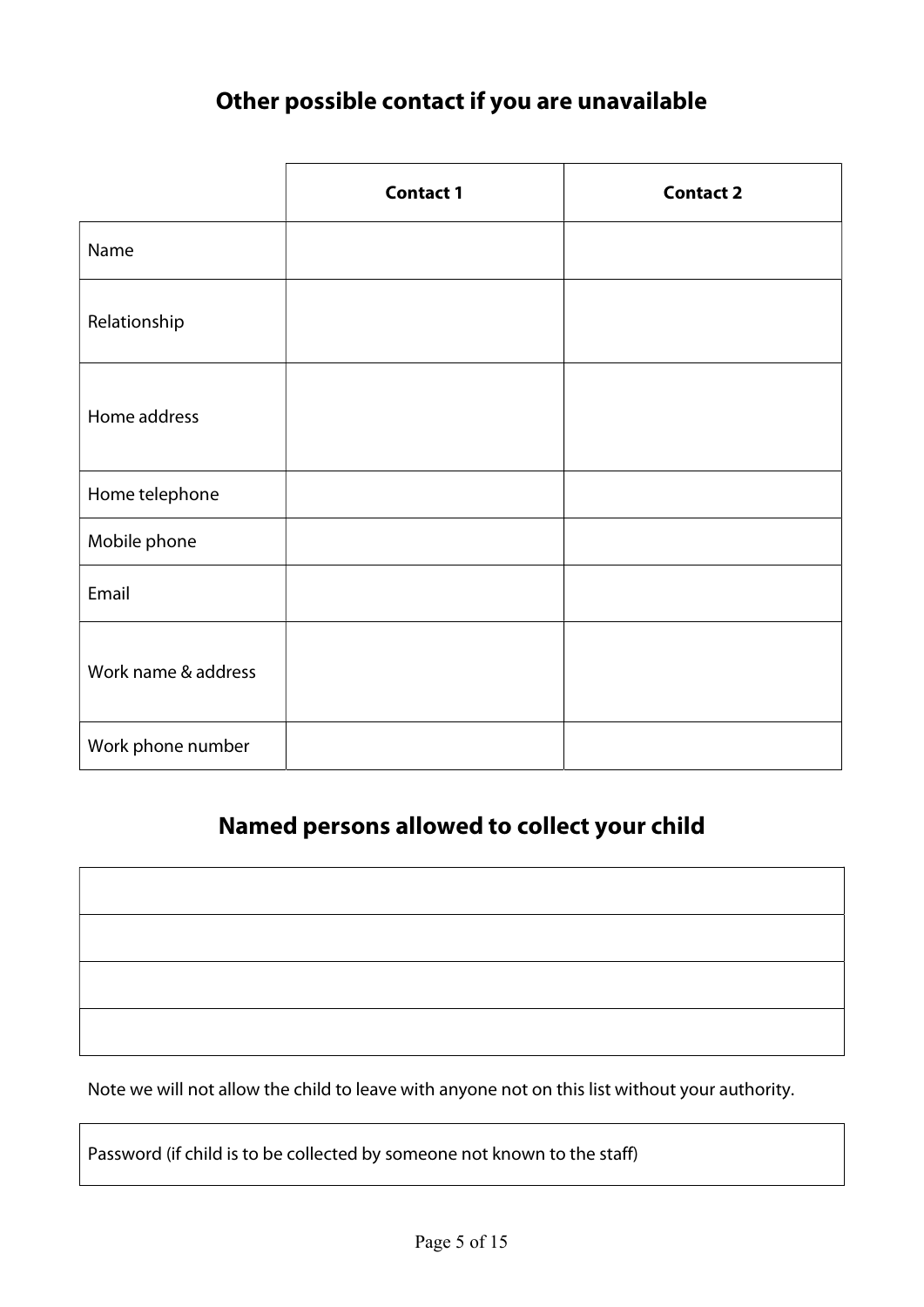## Other possible contact if you are unavailable

| | Contact 1 | Contact 2 |
|---|---|---|
| Name | | |
| Relationship | | |
| Home address | | |
| Home telephone | | |
| Mobile phone | | |
| Email | | |
| Work name & address | | |
| Work phone number | | |

## Named persons allowed to collect your child

| |
|---|
| |
| |
| |
| |

Note we will not allow the child to leave with anyone not on this list without your authority.

| Password (if child is to be collected by someone not known to the staff) |
|---|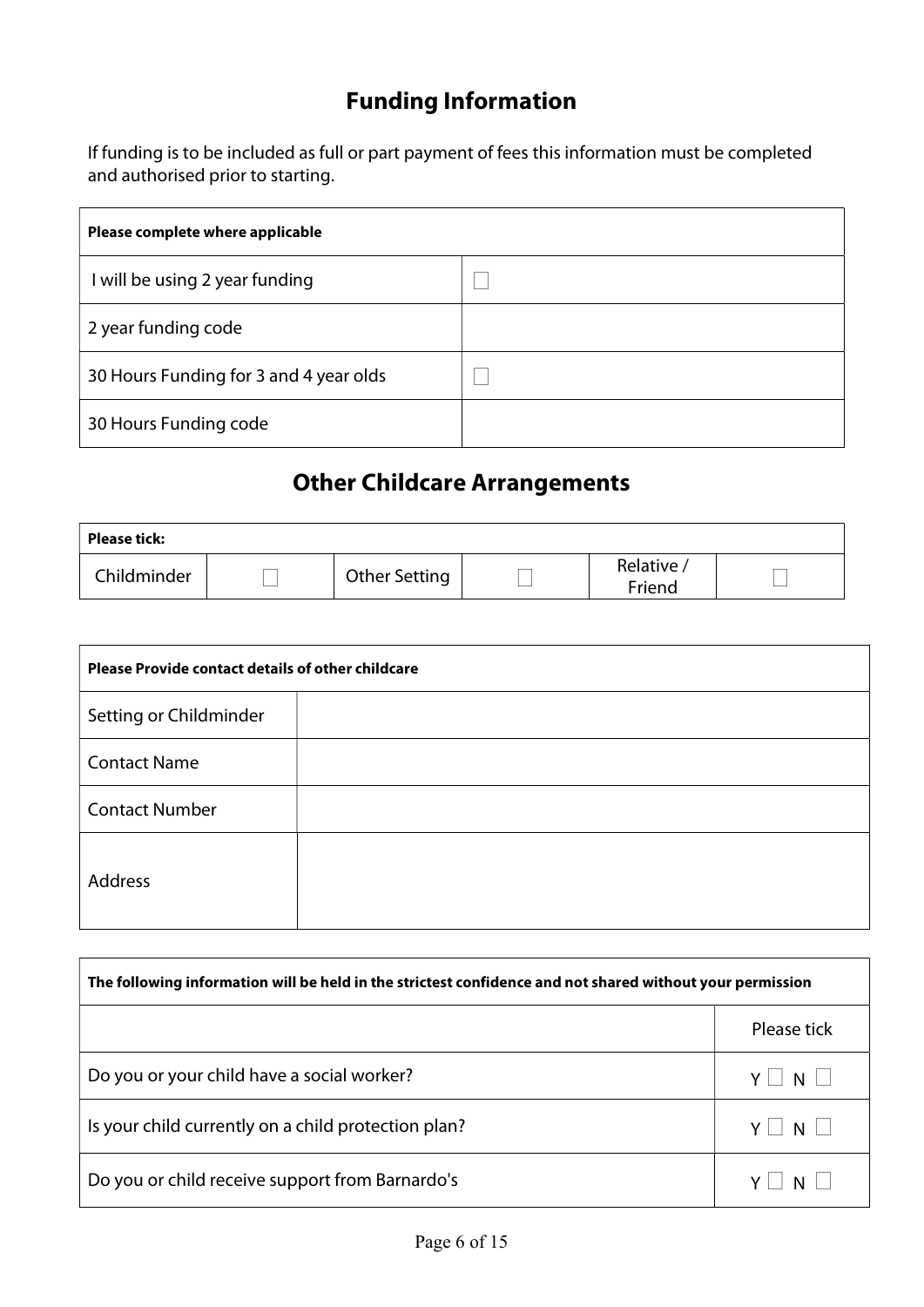## Funding Information

If funding is to be included as full or part payment of fees this information must be completed and authorised prior to starting.

| **Please complete where applicable** | |
|---|---|
| I will be using 2 year funding | ☐ |
| 2 year funding code | |
| 30 Hours Funding for 3 and 4 year olds | ☐ |
| 30 Hours Funding code | |

## Other Childcare Arrangements

| **Please tick:** | | | | | |
|---|---|---|---|---|---|
| Childminder | ☐ | Other Setting | ☐ | Relative / Friend | ☐ |

| **Please Provide contact details of other childcare** | |
|---|---|
| Setting or Childminder | |
| Contact Name | |
| Contact Number | |
| Address | |

| **The following information will be held in the strictest confidence and not shared without your permission** | |
|---|---|
| | Please tick |
| Do you or your child have a social worker? | Y ☐ N ☐ |
| Is your child currently on a child protection plan? | Y ☐ N ☐ |
| Do you or child receive support from Barnardo's | Y ☐ N ☐ |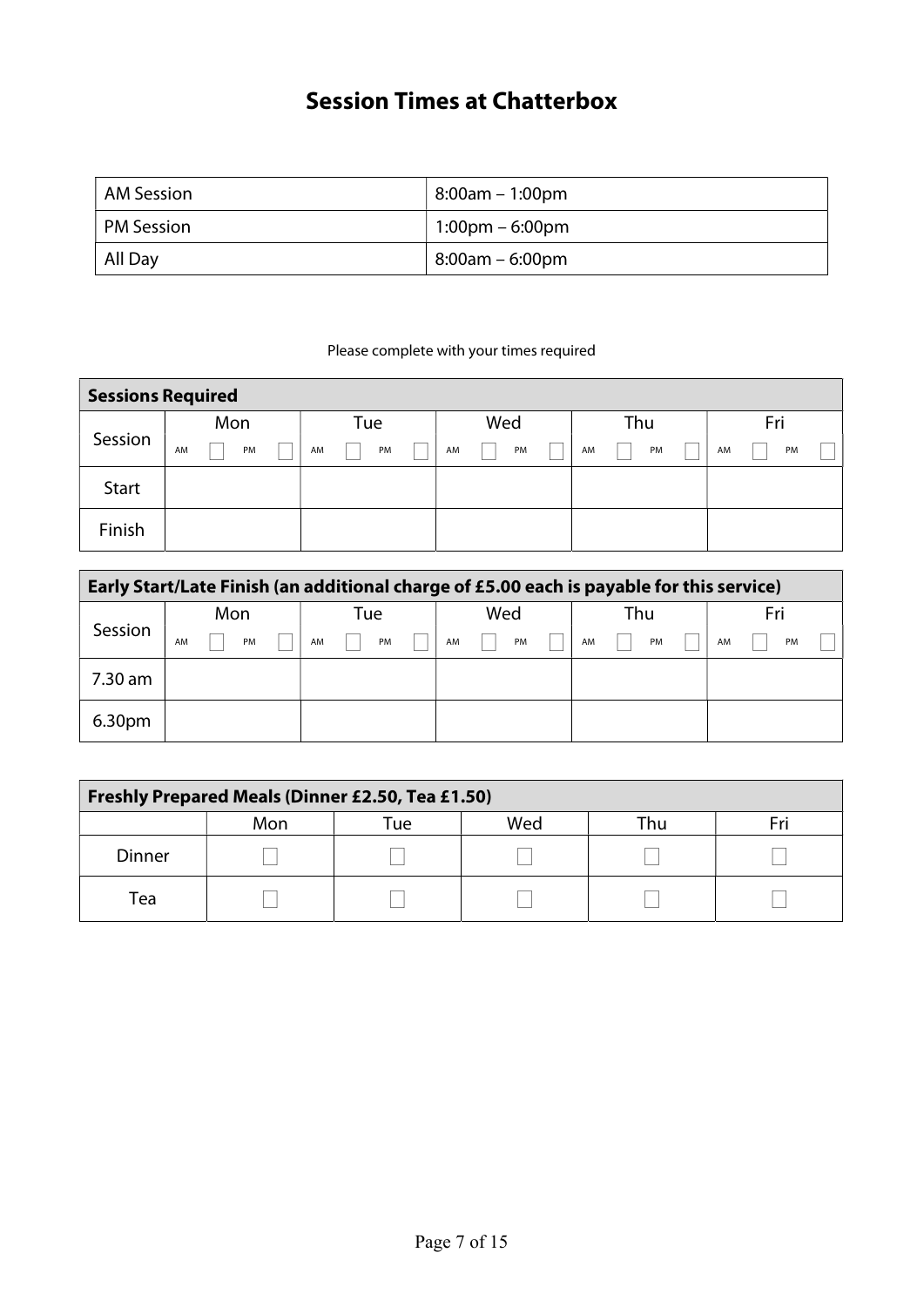# Session Times at Chatterbox

| AM Session | 8:00am – 1:00pm |
|---|---|
| PM Session | 1:00pm – 6:00pm |
| All Day | 8:00am – 6:00pm |

Please complete with your times required

| **Sessions Required** | | | | | |
|---|---|---|---|---|---|
| Session | Mon<br>AM ☐ PM ☐ | Tue<br>AM ☐ PM ☐ | Wed<br>AM ☐ PM ☐ | Thu<br>AM ☐ PM ☐ | Fri<br>AM ☐ PM ☐ |
| Start | | | | | |
| Finish | | | | | |

| **Early Start/Late Finish (an additional charge of £5.00 each is payable for this service)** | | | | | |
|---|---|---|---|---|---|
| Session | Mon<br>AM ☐ PM ☐ | Tue<br>AM ☐ PM ☐ | Wed<br>AM ☐ PM ☐ | Thu<br>AM ☐ PM ☐ | Fri<br>AM ☐ PM ☐ |
| 7.30 am | | | | | |
| 6.30pm | | | | | |

| **Freshly Prepared Meals (Dinner £2.50, Tea £1.50)** | | | | | |
|---|---|---|---|---|---|
| | Mon | Tue | Wed | Thu | Fri |
| Dinner | ☐ | ☐ | ☐ | ☐ | ☐ |
| Tea | ☐ | ☐ | ☐ | ☐ | ☐ |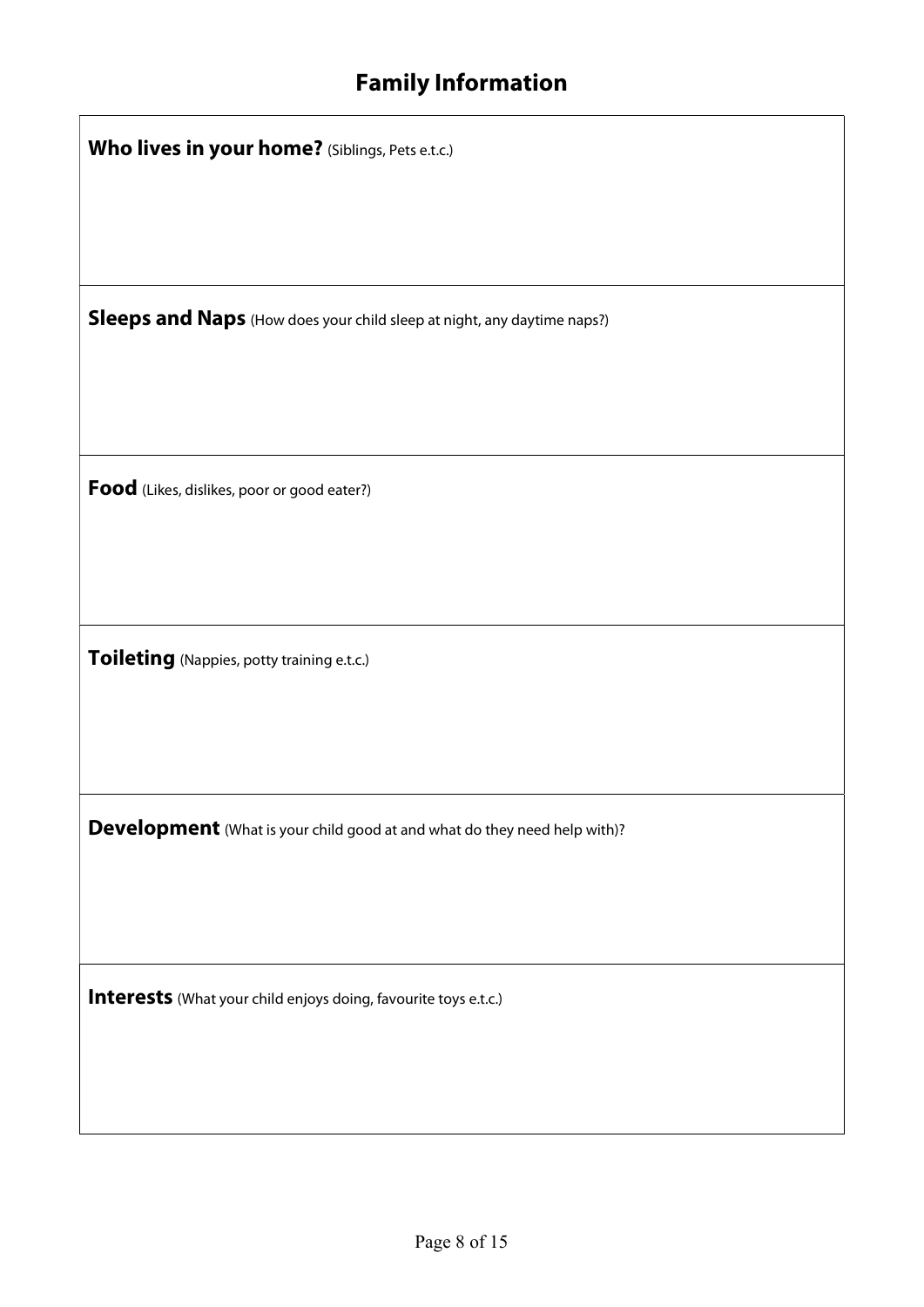# Family Information

**Who lives in your home?** (Siblings, Pets e.t.c.)

**Sleeps and Naps** (How does your child sleep at night, any daytime naps?)

**Food** (Likes, dislikes, poor or good eater?)

**Toileting** (Nappies, potty training e.t.c.)

**Development** (What is your child good at and what do they need help with)?

**Interests** (What your child enjoys doing, favourite toys e.t.c.)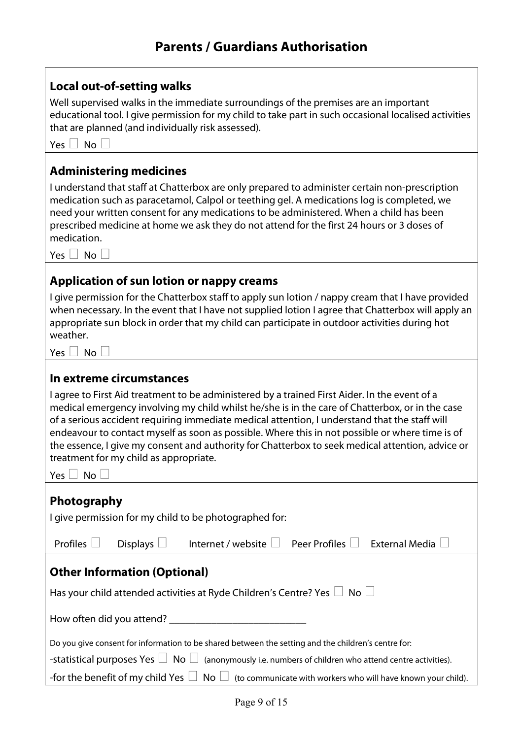# Parents / Guardians Authorisation

## Local out-of-setting walks

Well supervised walks in the immediate surroundings of the premises are an important educational tool. I give permission for my child to take part in such occasional localised activities that are planned (and individually risk assessed).

Yes ☐ No ☐

## Administering medicines

I understand that staff at Chatterbox are only prepared to administer certain non-prescription medication such as paracetamol, Calpol or teething gel. A medications log is completed, we need your written consent for any medications to be administered. When a child has been prescribed medicine at home we ask they do not attend for the first 24 hours or 3 doses of medication.

Yes ☐ No ☐

## Application of sun lotion or nappy creams

I give permission for the Chatterbox staff to apply sun lotion / nappy cream that I have provided when necessary. In the event that I have not supplied lotion I agree that Chatterbox will apply an appropriate sun block in order that my child can participate in outdoor activities during hot weather.

Yes ☐ No ☐

## In extreme circumstances

I agree to First Aid treatment to be administered by a trained First Aider. In the event of a medical emergency involving my child whilst he/she is in the care of Chatterbox, or in the case of a serious accident requiring immediate medical attention, I understand that the staff will endeavour to contact myself as soon as possible. Where this in not possible or where time is of the essence, I give my consent and authority for Chatterbox to seek medical attention, advice or treatment for my child as appropriate.

Yes ☐ No ☐

## Photography

I give permission for my child to be photographed for:

Profiles ☐ Displays ☐ Internet / website ☐ Peer Profiles ☐ External Media ☐

## Other Information (Optional)

Has your child attended activities at Ryde Children's Centre? Yes ☐ No ☐

How often did you attend? ___________________________

Do you give consent for information to be shared between the setting and the children's centre for:

-statistical purposes Yes ☐ No ☐ (anonymously i.e. numbers of children who attend centre activities).

-for the benefit of my child Yes ☐ No ☐ (to communicate with workers who will have known your child).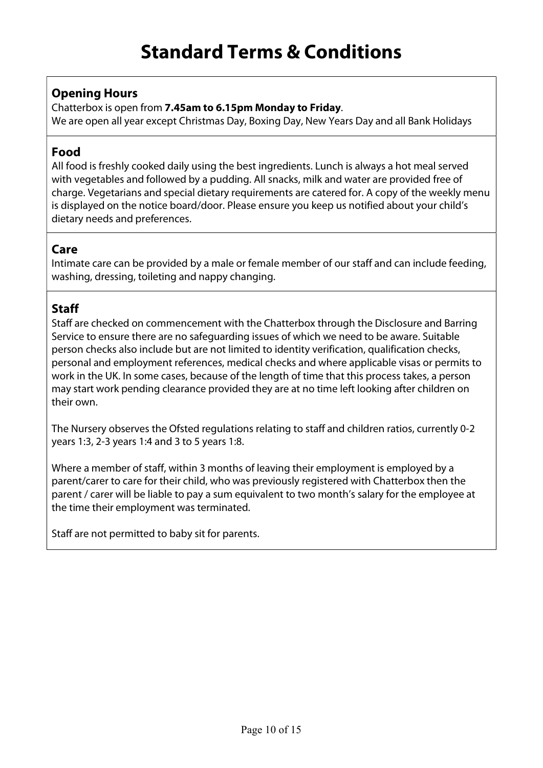# Standard Terms & Conditions

## Opening Hours

Chatterbox is open from **7.45am to 6.15pm Monday to Friday**.
We are open all year except Christmas Day, Boxing Day, New Years Day and all Bank Holidays

## Food

All food is freshly cooked daily using the best ingredients. Lunch is always a hot meal served with vegetables and followed by a pudding. All snacks, milk and water are provided free of charge. Vegetarians and special dietary requirements are catered for. A copy of the weekly menu is displayed on the notice board/door. Please ensure you keep us notified about your child's dietary needs and preferences.

## Care

Intimate care can be provided by a male or female member of our staff and can include feeding, washing, dressing, toileting and nappy changing.

## Staff

Staff are checked on commencement with the Chatterbox through the Disclosure and Barring Service to ensure there are no safeguarding issues of which we need to be aware. Suitable person checks also include but are not limited to identity verification, qualification checks, personal and employment references, medical checks and where applicable visas or permits to work in the UK. In some cases, because of the length of time that this process takes, a person may start work pending clearance provided they are at no time left looking after children on their own.

The Nursery observes the Ofsted regulations relating to staff and children ratios, currently 0-2 years 1:3, 2-3 years 1:4 and 3 to 5 years 1:8.

Where a member of staff, within 3 months of leaving their employment is employed by a parent/carer to care for their child, who was previously registered with Chatterbox then the parent / carer will be liable to pay a sum equivalent to two month's salary for the employee at the time their employment was terminated.

Staff are not permitted to baby sit for parents.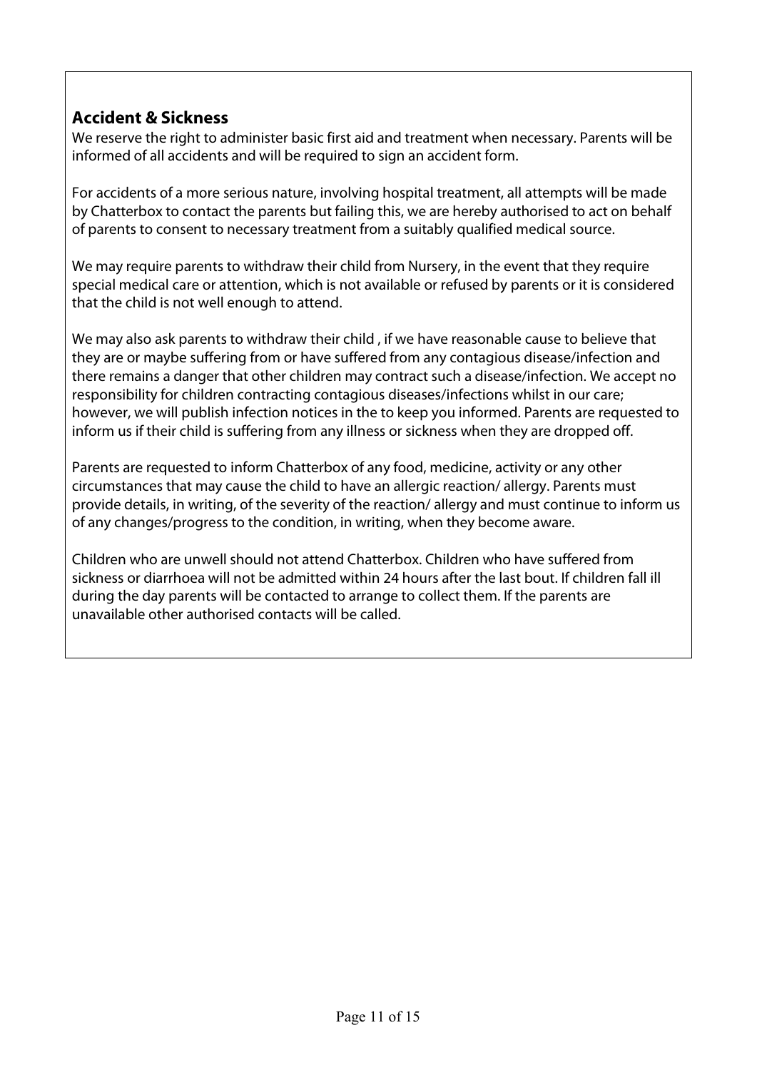## Accident & Sickness

We reserve the right to administer basic first aid and treatment when necessary. Parents will be informed of all accidents and will be required to sign an accident form.

For accidents of a more serious nature, involving hospital treatment, all attempts will be made by Chatterbox to contact the parents but failing this, we are hereby authorised to act on behalf of parents to consent to necessary treatment from a suitably qualified medical source.

We may require parents to withdraw their child from Nursery, in the event that they require special medical care or attention, which is not available or refused by parents or it is considered that the child is not well enough to attend.

We may also ask parents to withdraw their child , if we have reasonable cause to believe that they are or maybe suffering from or have suffered from any contagious disease/infection and there remains a danger that other children may contract such a disease/infection. We accept no responsibility for children contracting contagious diseases/infections whilst in our care; however, we will publish infection notices in the to keep you informed. Parents are requested to inform us if their child is suffering from any illness or sickness when they are dropped off.

Parents are requested to inform Chatterbox of any food, medicine, activity or any other circumstances that may cause the child to have an allergic reaction/ allergy. Parents must provide details, in writing, of the severity of the reaction/ allergy and must continue to inform us of any changes/progress to the condition, in writing, when they become aware.

Children who are unwell should not attend Chatterbox. Children who have suffered from sickness or diarrhoea will not be admitted within 24 hours after the last bout. If children fall ill during the day parents will be contacted to arrange to collect them. If the parents are unavailable other authorised contacts will be called.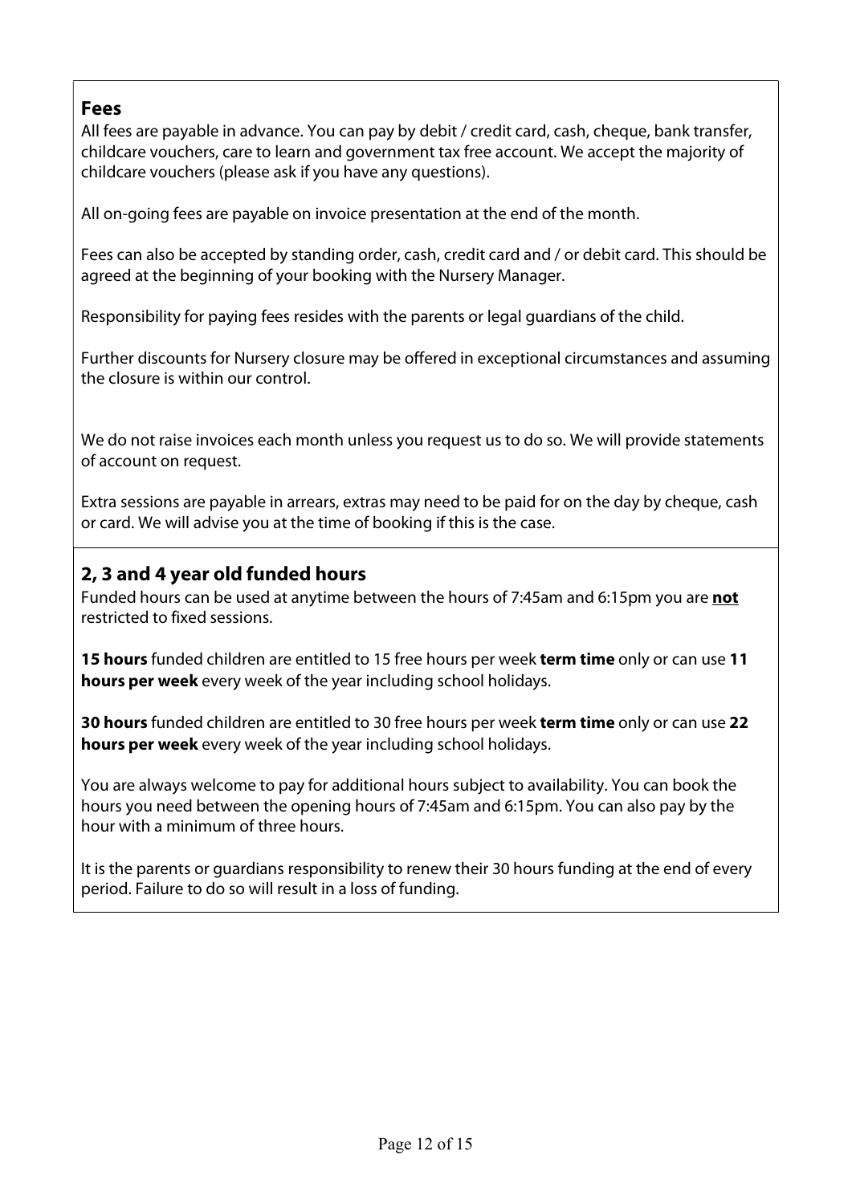## Fees

All fees are payable in advance. You can pay by debit / credit card, cash, cheque, bank transfer, childcare vouchers, care to learn and government tax free account. We accept the majority of childcare vouchers (please ask if you have any questions).

All on-going fees are payable on invoice presentation at the end of the month.

Fees can also be accepted by standing order, cash, credit card and / or debit card. This should be agreed at the beginning of your booking with the Nursery Manager.

Responsibility for paying fees resides with the parents or legal guardians of the child.

Further discounts for Nursery closure may be offered in exceptional circumstances and assuming the closure is within our control.

We do not raise invoices each month unless you request us to do so. We will provide statements of account on request.

Extra sessions are payable in arrears, extras may need to be paid for on the day by cheque, cash or card. We will advise you at the time of booking if this is the case.

## 2, 3 and 4 year old funded hours

Funded hours can be used at anytime between the hours of 7:45am and 6:15pm you are <u>**not**</u> restricted to fixed sessions.

**15 hours** funded children are entitled to 15 free hours per week **term time** only or can use **11 hours per week** every week of the year including school holidays.

**30 hours** funded children are entitled to 30 free hours per week **term time** only or can use **22 hours per week** every week of the year including school holidays.

You are always welcome to pay for additional hours subject to availability. You can book the hours you need between the opening hours of 7:45am and 6:15pm. You can also pay by the hour with a minimum of three hours.

It is the parents or guardians responsibility to renew their 30 hours funding at the end of every period. Failure to do so will result in a loss of funding.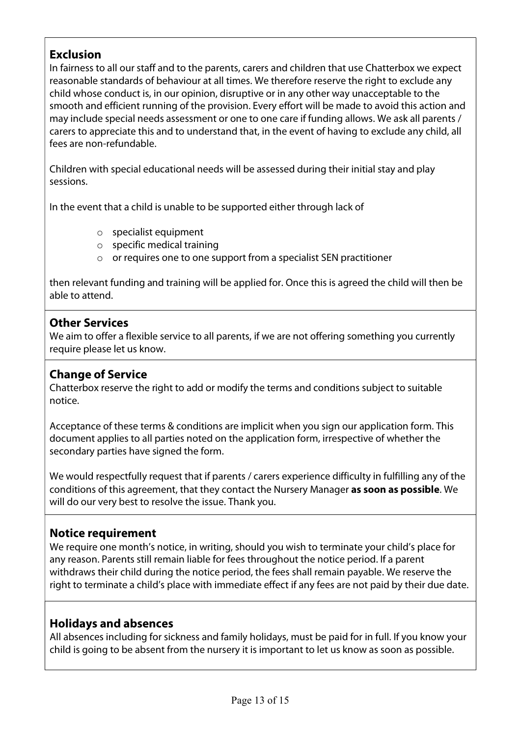## Exclusion

In fairness to all our staff and to the parents, carers and children that use Chatterbox we expect reasonable standards of behaviour at all times. We therefore reserve the right to exclude any child whose conduct is, in our opinion, disruptive or in any other way unacceptable to the smooth and efficient running of the provision. Every effort will be made to avoid this action and may include special needs assessment or one to one care if funding allows. We ask all parents / carers to appreciate this and to understand that, in the event of having to exclude any child, all fees are non-refundable.

Children with special educational needs will be assessed during their initial stay and play sessions.

In the event that a child is unable to be supported either through lack of

- specialist equipment
- specific medical training
- or requires one to one support from a specialist SEN practitioner

then relevant funding and training will be applied for. Once this is agreed the child will then be able to attend.

## Other Services

We aim to offer a flexible service to all parents, if we are not offering something you currently require please let us know.

## Change of Service

Chatterbox reserve the right to add or modify the terms and conditions subject to suitable notice.

Acceptance of these terms & conditions are implicit when you sign our application form. This document applies to all parties noted on the application form, irrespective of whether the secondary parties have signed the form.

We would respectfully request that if parents / carers experience difficulty in fulfilling any of the conditions of this agreement, that they contact the Nursery Manager **as soon as possible**. We will do our very best to resolve the issue. Thank you.

## Notice requirement

We require one month's notice, in writing, should you wish to terminate your child's place for any reason. Parents still remain liable for fees throughout the notice period. If a parent withdraws their child during the notice period, the fees shall remain payable. We reserve the right to terminate a child's place with immediate effect if any fees are not paid by their due date.

## Holidays and absences

All absences including for sickness and family holidays, must be paid for in full. If you know your child is going to be absent from the nursery it is important to let us know as soon as possible.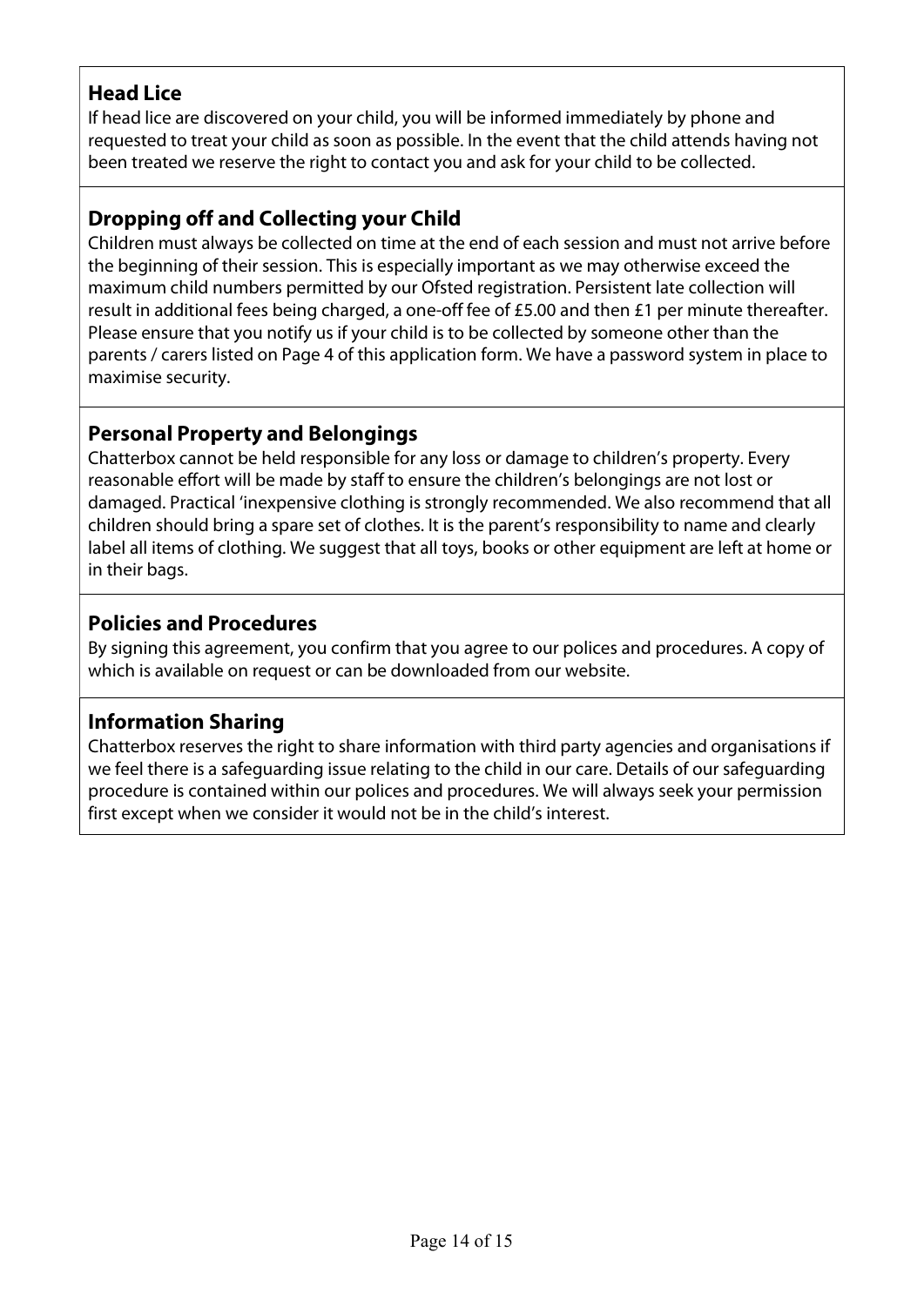## Head Lice

If head lice are discovered on your child, you will be informed immediately by phone and requested to treat your child as soon as possible. In the event that the child attends having not been treated we reserve the right to contact you and ask for your child to be collected.

## Dropping off and Collecting your Child

Children must always be collected on time at the end of each session and must not arrive before the beginning of their session. This is especially important as we may otherwise exceed the maximum child numbers permitted by our Ofsted registration. Persistent late collection will result in additional fees being charged, a one-off fee of £5.00 and then £1 per minute thereafter. Please ensure that you notify us if your child is to be collected by someone other than the parents / carers listed on Page 4 of this application form. We have a password system in place to maximise security.

## Personal Property and Belongings

Chatterbox cannot be held responsible for any loss or damage to children's property. Every reasonable effort will be made by staff to ensure the children's belongings are not lost or damaged. Practical 'inexpensive clothing is strongly recommended. We also recommend that all children should bring a spare set of clothes. It is the parent's responsibility to name and clearly label all items of clothing. We suggest that all toys, books or other equipment are left at home or in their bags.

## Policies and Procedures

By signing this agreement, you confirm that you agree to our polices and procedures. A copy of which is available on request or can be downloaded from our website.

## Information Sharing

Chatterbox reserves the right to share information with third party agencies and organisations if we feel there is a safeguarding issue relating to the child in our care. Details of our safeguarding procedure is contained within our polices and procedures. We will always seek your permission first except when we consider it would not be in the child's interest.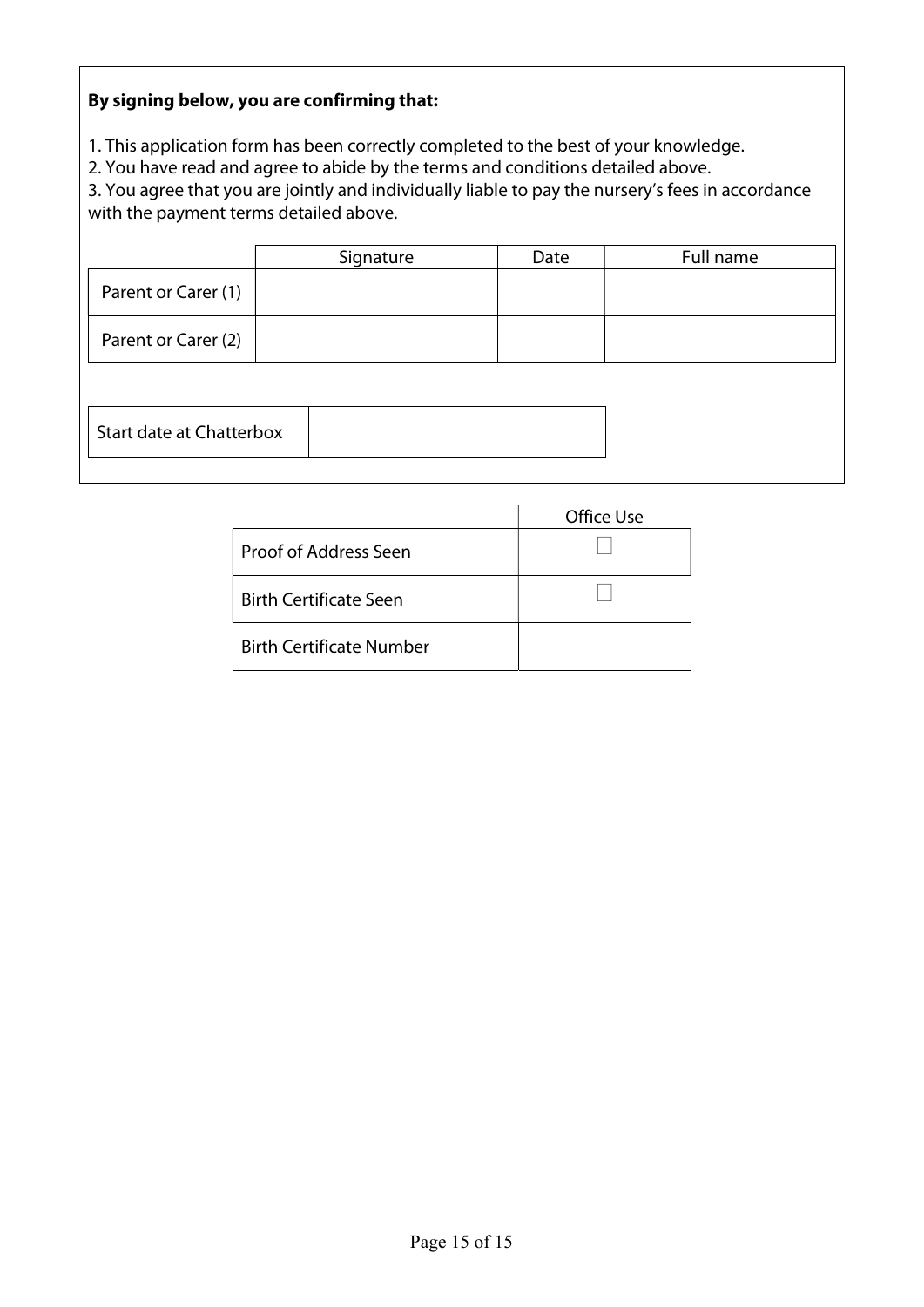**By signing below, you are confirming that:**

1. This application form has been correctly completed to the best of your knowledge.
2. You have read and agree to abide by the terms and conditions detailed above.
3. You agree that you are jointly and individually liable to pay the nursery's fees in accordance with the payment terms detailed above.

| | Signature | Date | Full name |
| --- | --- | --- | --- |
| Parent or Carer (1) | | | |
| Parent or Carer (2) | | | |

| | |
| --- | --- |
| Start date at Chatterbox | |

| | Office Use |
| --- | --- |
| Proof of Address Seen | ☐ |
| Birth Certificate Seen | ☐ |
| Birth Certificate Number | |